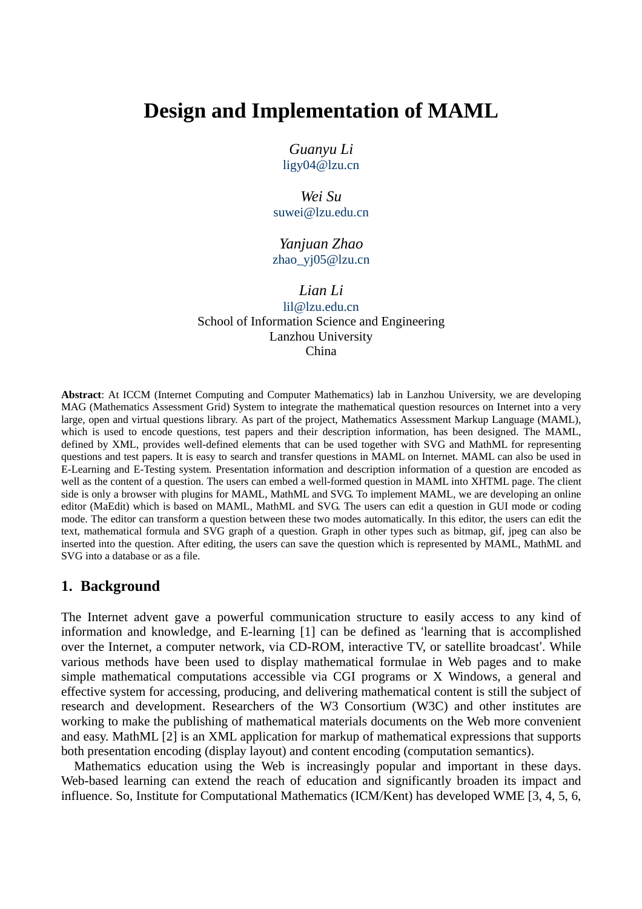# Design and Implementation of MAML

*Guanyu Li*
ligy04@lzu.cn

*Wei Su*
suwei@lzu.edu.cn

*Yanjuan Zhao*
zhao_yj05@lzu.cn

*Lian Li*
lil@lzu.edu.cn
School of Information Science and Engineering
Lanzhou University
China

**Abstract**: At ICCM (Internet Computing and Computer Mathematics) lab in Lanzhou University, we are developing MAG (Mathematics Assessment Grid) System to integrate the mathematical question resources on Internet into a very large, open and virtual questions library. As part of the project, Mathematics Assessment Markup Language (MAML), which is used to encode questions, test papers and their description information, has been designed. The MAML, defined by XML, provides well-defined elements that can be used together with SVG and MathML for representing questions and test papers. It is easy to search and transfer questions in MAML on Internet. MAML can also be used in E-Learning and E-Testing system. Presentation information and description information of a question are encoded as well as the content of a question. The users can embed a well-formed question in MAML into XHTML page. The client side is only a browser with plugins for MAML, MathML and SVG. To implement MAML, we are developing an online editor (MaEdit) which is based on MAML, MathML and SVG. The users can edit a question in GUI mode or coding mode. The editor can transform a question between these two modes automatically. In this editor, the users can edit the text, mathematical formula and SVG graph of a question. Graph in other types such as bitmap, gif, jpeg can also be inserted into the question. After editing, the users can save the question which is represented by MAML, MathML and SVG into a database or as a file.

## 1. Background

The Internet advent gave a powerful communication structure to easily access to any kind of information and knowledge, and E-learning [1] can be defined as 'learning that is accomplished over the Internet, a computer network, via CD-ROM, interactive TV, or satellite broadcast'. While various methods have been used to display mathematical formulae in Web pages and to make simple mathematical computations accessible via CGI programs or X Windows, a general and effective system for accessing, producing, and delivering mathematical content is still the subject of research and development. Researchers of the W3 Consortium (W3C) and other institutes are working to make the publishing of mathematical materials documents on the Web more convenient and easy. MathML [2] is an XML application for markup of mathematical expressions that supports both presentation encoding (display layout) and content encoding (computation semantics).

Mathematics education using the Web is increasingly popular and important in these days. Web-based learning can extend the reach of education and significantly broaden its impact and influence. So, Institute for Computational Mathematics (ICM/Kent) has developed WME [3, 4, 5, 6,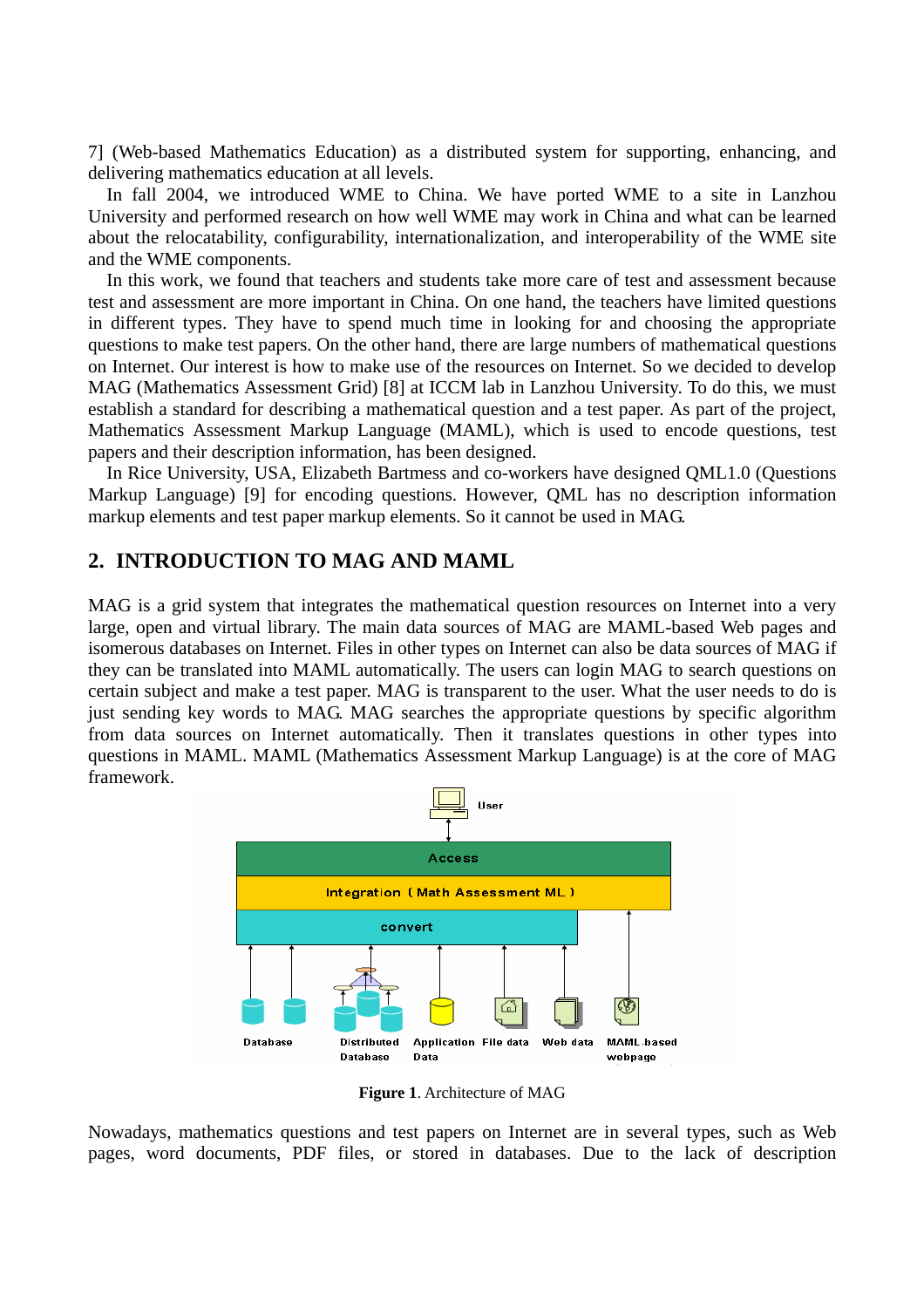7] (Web-based Mathematics Education) as a distributed system for supporting, enhancing, and delivering mathematics education at all levels.

In fall 2004, we introduced WME to China. We have ported WME to a site in Lanzhou University and performed research on how well WME may work in China and what can be learned about the relocatability, configurability, internationalization, and interoperability of the WME site and the WME components.

In this work, we found that teachers and students take more care of test and assessment because test and assessment are more important in China. On one hand, the teachers have limited questions in different types. They have to spend much time in looking for and choosing the appropriate questions to make test papers. On the other hand, there are large numbers of mathematical questions on Internet. Our interest is how to make use of the resources on Internet. So we decided to develop MAG (Mathematics Assessment Grid) [8] at ICCM lab in Lanzhou University. To do this, we must establish a standard for describing a mathematical question and a test paper. As part of the project, Mathematics Assessment Markup Language (MAML), which is used to encode questions, test papers and their description information, has been designed.

In Rice University, USA, Elizabeth Bartmess and co-workers have designed QML1.0 (Questions Markup Language) [9] for encoding questions. However, QML has no description information markup elements and test paper markup elements. So it cannot be used in MAG.

## 2. INTRODUCTION TO MAG AND MAML

MAG is a grid system that integrates the mathematical question resources on Internet into a very large, open and virtual library. The main data sources of MAG are MAML-based Web pages and isomerous databases on Internet. Files in other types on Internet can also be data sources of MAG if they can be translated into MAML automatically. The users can login MAG to search questions on certain subject and make a test paper. MAG is transparent to the user. What the user needs to do is just sending key words to MAG. MAG searches the appropriate questions by specific algorithm from data sources on Internet automatically. Then it translates questions in other types into questions in MAML. MAML (Mathematics Assessment Markup Language) is at the core of MAG framework.

**Figure 1**. Architecture of MAG

Nowadays, mathematics questions and test papers on Internet are in several types, such as Web pages, word documents, PDF files, or stored in databases. Due to the lack of description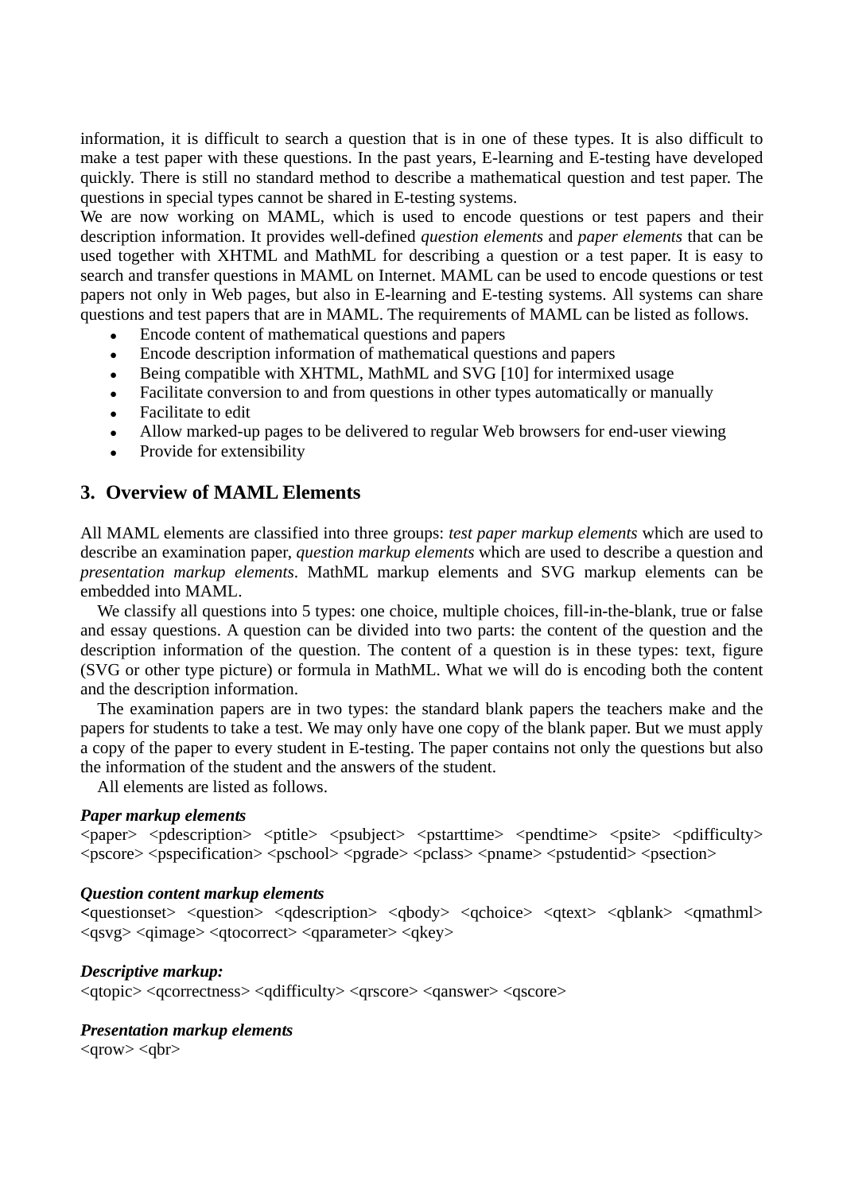information, it is difficult to search a question that is in one of these types. It is also difficult to make a test paper with these questions. In the past years, E-learning and E-testing have developed quickly. There is still no standard method to describe a mathematical question and test paper. The questions in special types cannot be shared in E-testing systems.

We are now working on MAML, which is used to encode questions or test papers and their description information. It provides well-defined *question elements* and *paper elements* that can be used together with XHTML and MathML for describing a question or a test paper. It is easy to search and transfer questions in MAML on Internet. MAML can be used to encode questions or test papers not only in Web pages, but also in E-learning and E-testing systems. All systems can share questions and test papers that are in MAML. The requirements of MAML can be listed as follows.

- Encode content of mathematical questions and papers
- Encode description information of mathematical questions and papers
- Being compatible with XHTML, MathML and SVG [10] for intermixed usage
- Facilitate conversion to and from questions in other types automatically or manually
- Facilitate to edit
- Allow marked-up pages to be delivered to regular Web browsers for end-user viewing
- Provide for extensibility

## 3. Overview of MAML Elements

All MAML elements are classified into three groups: *test paper markup elements* which are used to describe an examination paper, *question markup elements* which are used to describe a question and *presentation markup elements*. MathML markup elements and SVG markup elements can be embedded into MAML.

We classify all questions into 5 types: one choice, multiple choices, fill-in-the-blank, true or false and essay questions. A question can be divided into two parts: the content of the question and the description information of the question. The content of a question is in these types: text, figure (SVG or other type picture) or formula in MathML. What we will do is encoding both the content and the description information.

The examination papers are in two types: the standard blank papers the teachers make and the papers for students to take a test. We may only have one copy of the blank paper. But we must apply a copy of the paper to every student in E-testing. The paper contains not only the questions but also the information of the student and the answers of the student.

All elements are listed as follows.

***Paper markup elements***

<paper> <pdescription> <ptitle> <psubject> <pstarttime> <pendtime> <psite> <pdifficulty> <pscore> <pspecification> <pschool> <pgrade> <pclass> <pname> <pstudentid> <psection>

***Question content markup elements***

<questionset> <question> <qdescription> <qbody> <qchoice> <qtext> <qblank> <qmathml> <qsvg> <qimage> <qtocorrect> <qparameter> <qkey>

***Descriptive markup:***

<qtopic> <qcorrectness> <qdifficulty> <qrscore> <qanswer> <qscore>

***Presentation markup elements***

<qrow> <qbr>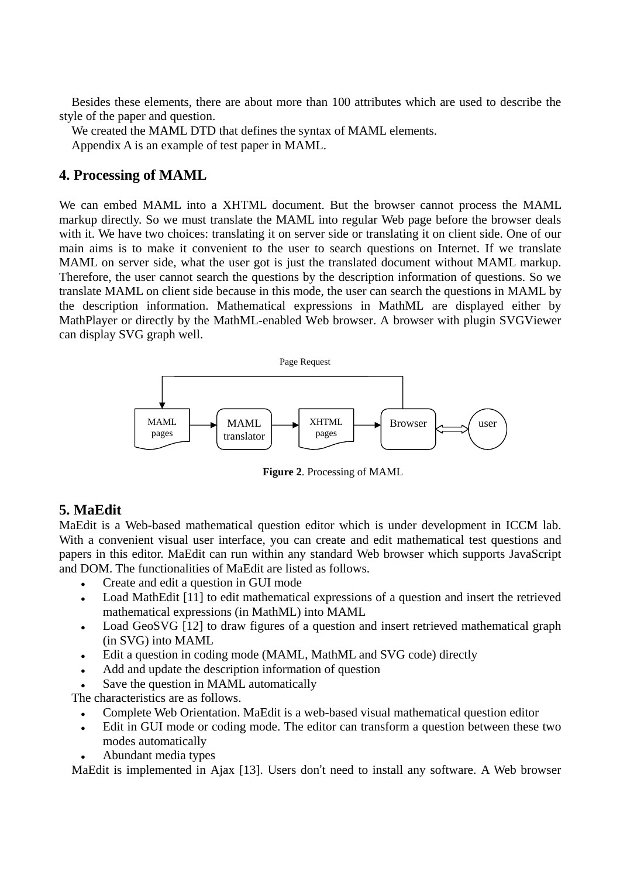Besides these elements, there are about more than 100 attributes which are used to describe the style of the paper and question.

We created the MAML DTD that defines the syntax of MAML elements.

Appendix A is an example of test paper in MAML.

## 4. Processing of MAML

We can embed MAML into a XHTML document. But the browser cannot process the MAML markup directly. So we must translate the MAML into regular Web page before the browser deals with it. We have two choices: translating it on server side or translating it on client side. One of our main aims is to make it convenient to the user to search questions on Internet. If we translate MAML on server side, what the user got is just the translated document without MAML markup. Therefore, the user cannot search the questions by the description information of questions. So we translate MAML on client side because in this mode, the user can search the questions in MAML by the description information. Mathematical expressions in MathML are displayed either by MathPlayer or directly by the MathML-enabled Web browser. A browser with plugin SVGViewer can display SVG graph well.

Page Request

MAML pages → MAML translator → XHTML pages → Browser ⟷ user

**Figure 2**. Processing of MAML

## 5. MaEdit

MaEdit is a Web-based mathematical question editor which is under development in ICCM lab. With a convenient visual user interface, you can create and edit mathematical test questions and papers in this editor. MaEdit can run within any standard Web browser which supports JavaScript and DOM. The functionalities of MaEdit are listed as follows.

- Create and edit a question in GUI mode
- Load MathEdit [11] to edit mathematical expressions of a question and insert the retrieved mathematical expressions (in MathML) into MAML
- Load GeoSVG [12] to draw figures of a question and insert retrieved mathematical graph (in SVG) into MAML
- Edit a question in coding mode (MAML, MathML and SVG code) directly
- Add and update the description information of question
- Save the question in MAML automatically

The characteristics are as follows.

- Complete Web Orientation. MaEdit is a web-based visual mathematical question editor
- Edit in GUI mode or coding mode. The editor can transform a question between these two modes automatically
- Abundant media types

MaEdit is implemented in Ajax [13]. Users don't need to install any software. A Web browser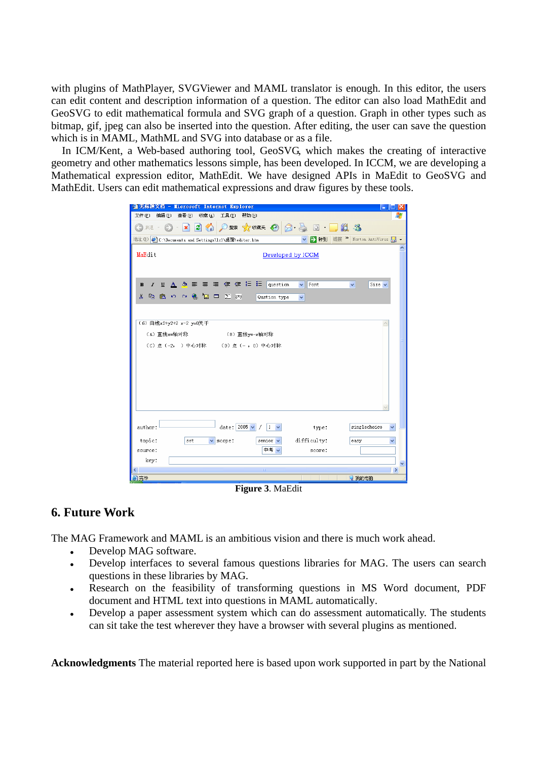with plugins of MathPlayer, SVGViewer and MAML translator is enough. In this editor, the users can edit content and description information of a question. The editor can also load MathEdit and GeoSVG to edit mathematical formula and SVG graph of a question. Graph in other types such as bitmap, gif, jpeg can also be inserted into the question. After editing, the user can save the question which is in MAML, MathML and SVG into database or as a file.

In ICM/Kent, a Web-based authoring tool, GeoSVG, which makes the creating of interactive geometry and other mathematics lessons simple, has been developed. In ICCM, we are developing a Mathematical expression editor, MathEdit. We have designed APIs in MaEdit to GeoSVG and MathEdit. Users can edit mathematical expressions and draw figures by these tools.

**Figure 3**. MaEdit

## 6. Future Work

The MAG Framework and MAML is an ambitious vision and there is much work ahead.

- Develop MAG software.
- Develop interfaces to several famous questions libraries for MAG. The users can search questions in these libraries by MAG.
- Research on the feasibility of transforming questions in MS Word document, PDF document and HTML text into questions in MAML automatically.
- Develop a paper assessment system which can do assessment automatically. The students can sit take the test wherever they have a browser with several plugins as mentioned.

**Acknowledgments** The material reported here is based upon work supported in part by the National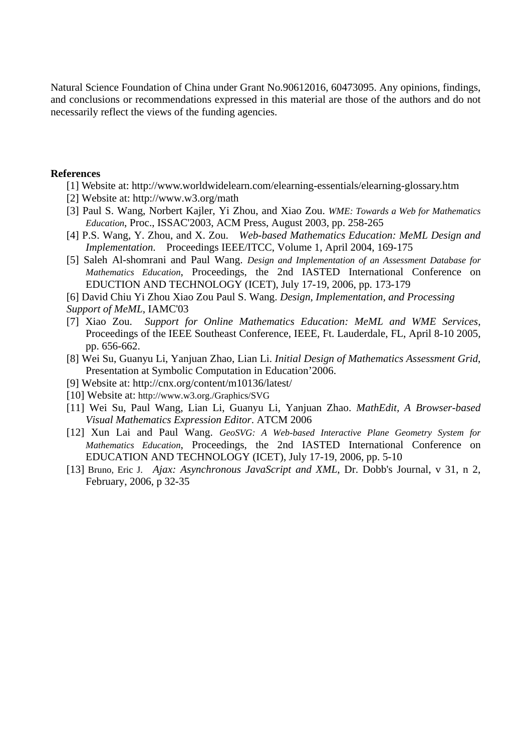Natural Science Foundation of China under Grant No.90612016, 60473095. Any opinions, findings, and conclusions or recommendations expressed in this material are those of the authors and do not necessarily reflect the views of the funding agencies.

**References**

[1] Website at: http://www.worldwidelearn.com/elearning-essentials/elearning-glossary.htm

[2] Website at: http://www.w3.org/math

[3] Paul S. Wang, Norbert Kajler, Yi Zhou, and Xiao Zou. *WME: Towards a Web for Mathematics Education*, Proc., ISSAC'2003, ACM Press, August 2003, pp. 258-265

[4] P.S. Wang, Y. Zhou, and X. Zou. *Web-based Mathematics Education: MeML Design and Implementation*. Proceedings IEEE/ITCC, Volume 1, April 2004, 169-175

[5] Saleh Al-shomrani and Paul Wang. *Design and Implementation of an Assessment Database for Mathematics Education*, Proceedings, the 2nd IASTED International Conference on EDUCTION AND TECHNOLOGY (ICET), July 17-19, 2006, pp. 173-179

[6] David Chiu Yi Zhou Xiao Zou Paul S. Wang. *Design, Implementation, and Processing Support of MeML*, IAMC'03

[7] Xiao Zou. *Support for Online Mathematics Education: MeML and WME Services*, Proceedings of the IEEE Southeast Conference, IEEE, Ft. Lauderdale, FL, April 8-10 2005, pp. 656-662.

[8] Wei Su, Guanyu Li, Yanjuan Zhao, Lian Li. *Initial Design of Mathematics Assessment Grid*, Presentation at Symbolic Computation in Education'2006.

[9] Website at: http://cnx.org/content/m10136/latest/

[10] Website at: http://www.w3.org./Graphics/SVG

[11] Wei Su, Paul Wang, Lian Li, Guanyu Li, Yanjuan Zhao. *MathEdit, A Browser-based Visual Mathematics Expression Editor*. ATCM 2006

[12] Xun Lai and Paul Wang. *GeoSVG: A Web-based Interactive Plane Geometry System for Mathematics Education*, Proceedings, the 2nd IASTED International Conference on EDUCATION AND TECHNOLOGY (ICET), July 17-19, 2006, pp. 5-10

[13] Bruno, Eric J. *Ajax: Asynchronous JavaScript and XML*, Dr. Dobb's Journal, v 31, n 2, February, 2006, p 32-35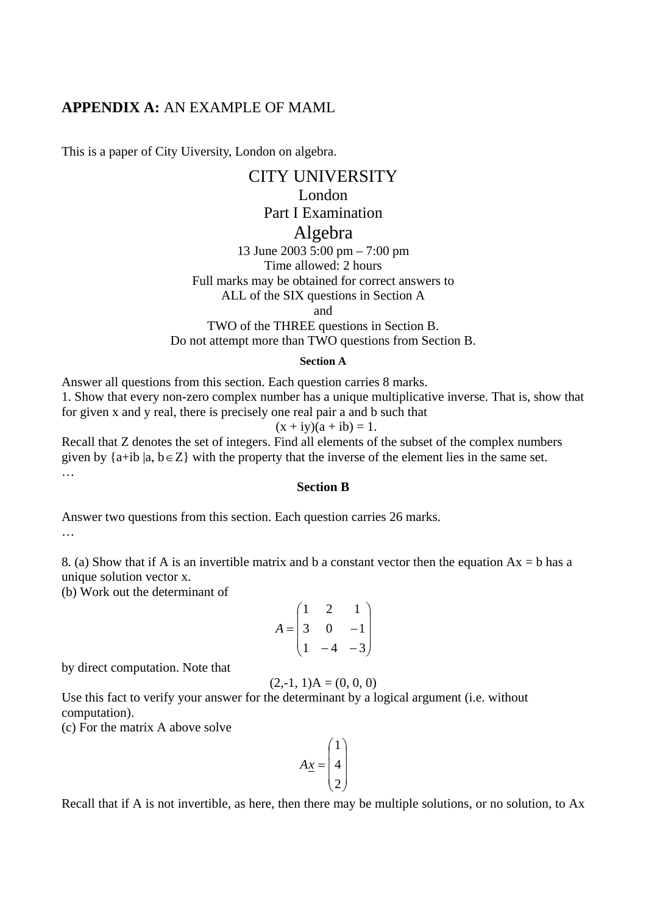## **APPENDIX A:** AN EXAMPLE OF MAML

This is a paper of City Uiversity, London on algebra.

CITY UNIVERSITY

London

Part I Examination

Algebra

13 June 2003 5:00 pm – 7:00 pm

Time allowed: 2 hours

Full marks may be obtained for correct answers to

ALL of the SIX questions in Section A

and

TWO of the THREE questions in Section B.

Do not attempt more than TWO questions from Section B.

**Section A**

Answer all questions from this section. Each question carries 8 marks.

1. Show that every non-zero complex number has a unique multiplicative inverse. That is, show that for given x and y real, there is precisely one real pair a and b such that

$$(x + iy)(a + ib) = 1.$$

Recall that Z denotes the set of integers. Find all elements of the subset of the complex numbers given by $\{a+ib \mid a, b \in Z\}$ with the property that the inverse of the element lies in the same set.

…

**Section B**

Answer two questions from this section. Each question carries 26 marks.

…

8. (a) Show that if A is an invertible matrix and b a constant vector then the equation Ax = b has a unique solution vector x.

(b) Work out the determinant of

$$A = \begin{pmatrix} 1 & 2 & 1 \\ 3 & 0 & -1 \\ 1 & -4 & -3 \end{pmatrix}$$

by direct computation. Note that

$$(2,-1, 1)A = (0, 0, 0)$$

Use this fact to verify your answer for the determinant by a logical argument (i.e. without computation).

(c) For the matrix A above solve

$$A\underline{x} = \begin{pmatrix} 1 \\ 4 \\ 2 \end{pmatrix}$$

Recall that if A is not invertible, as here, then there may be multiple solutions, or no solution, to Ax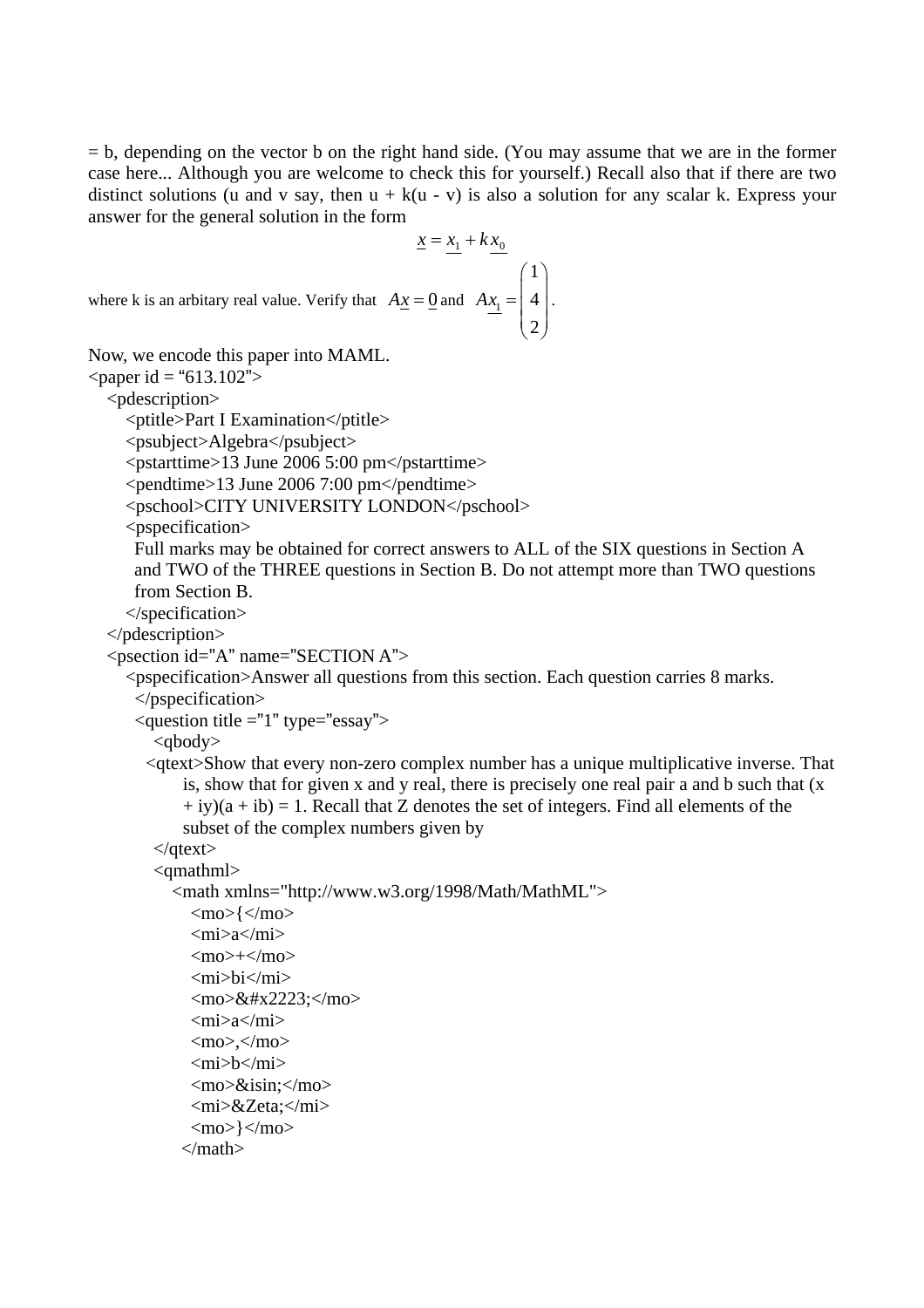= b, depending on the vector b on the right hand side. (You may assume that we are in the former case here... Although you are welcome to check this for yourself.) Recall also that if there are two distinct solutions (u and v say, then u + k(u - v) is also a solution for any scalar k. Express your answer for the general solution in the form

$$\underline{x} = \underline{x_1} + k\,\underline{x_0}$$

where k is an arbitary real value. Verify that $A\underline{x} = \underline{0}$ and $A\underline{x_1} = \begin{pmatrix} 1 \\ 4 \\ 2 \end{pmatrix}$.

Now, we encode this paper into MAML.

```
<paper id = “613.102”>
   <pdescription>
      <ptitle>Part I Examination</ptitle>
      <psubject>Algebra</psubject>
      <pstarttime>13 June 2006 5:00 pm</pstarttime>
      <pendtime>13 June 2006 7:00 pm</pendtime>
      <pschool>CITY UNIVERSITY LONDON</pschool>
      <pspecification>
        Full marks may be obtained for correct answers to ALL of the SIX questions in Section A
        and TWO of the THREE questions in Section B. Do not attempt more than TWO questions
        from Section B.
      </specification>
   </pdescription>
   <psection id="A" name="SECTION A">
      <pspecification>Answer all questions from this section. Each question carries 8 marks.
        </pspecification>
        <question title ="1" type="essay">
           <qbody>
         <qtext>Show that every non-zero complex number has a unique multiplicative inverse. That
                is, show that for given x and y real, there is precisely one real pair a and b such that (x
                + iy)(a + ib) = 1. Recall that Z denotes the set of integers. Find all elements of the
                subset of the complex numbers given by
           </qtext>
           <qmathml>
              <math xmlns="http://www.w3.org/1998/Math/MathML">
                 <mo>{</mo>
                 <mi>a</mi>
                 <mo>+</mo>
                 <mi>bi</mi>
                 <mo>&#x2223;</mo>
                 <mi>a</mi>
                 <mo>,</mo>
                 <mi>b</mi>
                 <mo>&isin;</mo>
                 <mi>&Zeta;</mi>
                 <mo>}</mo>
               </math>
```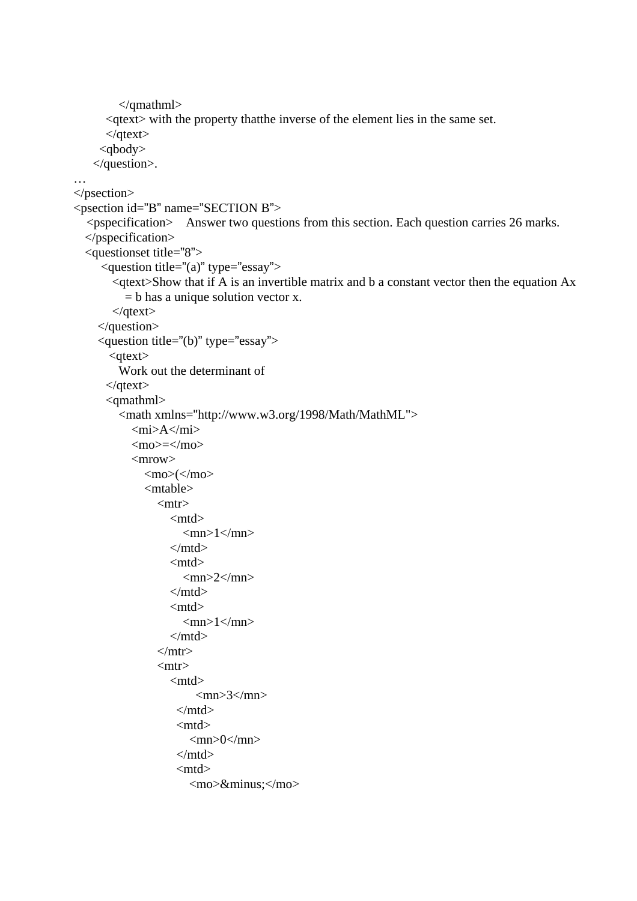```
            </qmathml>
          <qtext> with the property thatthe inverse of the element lies in the same set.
          </qtext>
        <qbody>
      </question>.
…
</psection>
<psection id="B" name="SECTION B">
   <pspecification>    Answer two questions from this section. Each question carries 26 marks.
   </pspecification>
   <questionset title="8">
       <question title="(a)" type="essay">
          <qtext>Show that if A is an invertible matrix and b a constant vector then the equation Ax
             = b has a unique solution vector x.
          </qtext>
      </question>
      <question title="(b)" type="essay">
         <qtext>
            Work out the determinant of
         </qtext>
         <qmathml>
            <math xmlns="http://www.w3.org/1998/Math/MathML">
               <mi>A</mi>
               <mo>=</mo>
               <mrow>
                  <mo>(</mo>
                  <mtable>
                     <mtr>
                        <mtd>
                           <mn>1</mn>
                        </mtd>
                        <mtd>
                           <mn>2</mn>
                        </mtd>
                        <mtd>
                           <mn>1</mn>
                        </mtd>
                     </mtr>
                     <mtr>
                        <mtd>
                              <mn>3</mn>
                          </mtd>
                          <mtd>
                             <mn>0</mn>
                          </mtd>
                          <mtd>
                             <mo>&minus;</mo>
```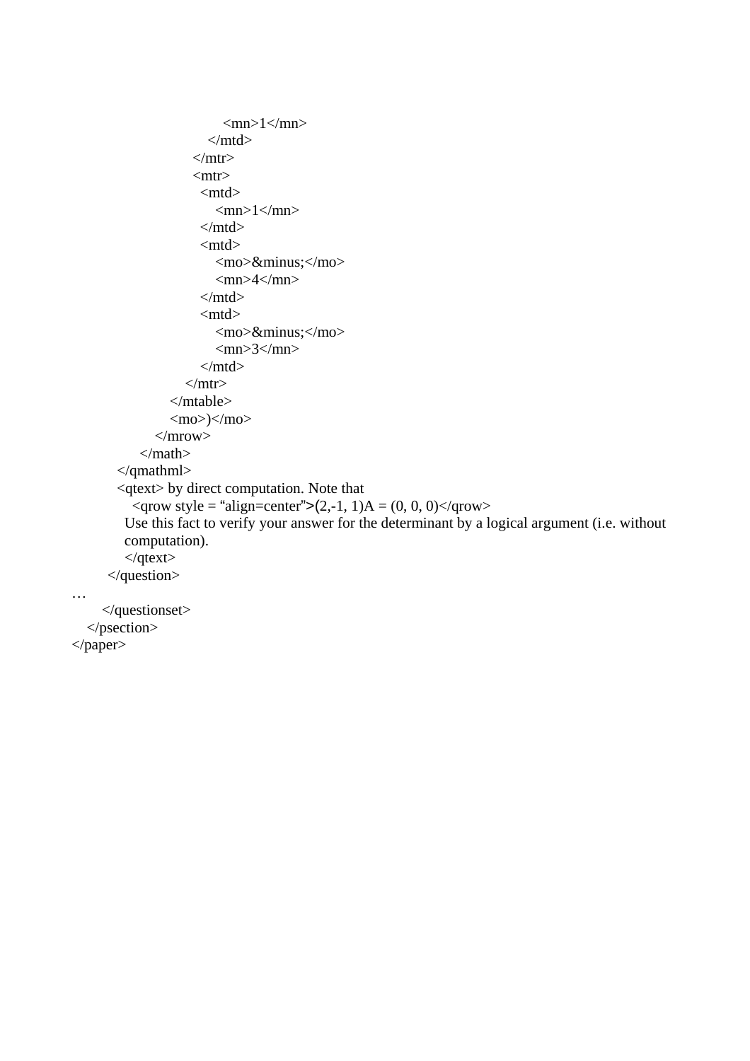```
                    <mn>1</mn>
                  </mtd>
                </mtr>
                <mtr>
                  <mtd>
                    <mn>1</mn>
                  </mtd>
                  <mtd>
                    <mo>&minus;</mo>
                    <mn>4</mn>
                  </mtd>
                  <mtd>
                    <mo>&minus;</mo>
                    <mn>3</mn>
                  </mtd>
                </mtr>
              </mtable>
              <mo>)</mo>
            </mrow>
          </math>
        </qmathml>
        <qtext> by direct computation. Note that
          <qrow style = "align=center">(2,-1, 1)A = (0, 0, 0)</qrow>
          Use this fact to verify your answer for the determinant by a logical argument (i.e. without
          computation).
          </qtext>
      </question>
…
    </questionset>
  </psection>
</paper>
```